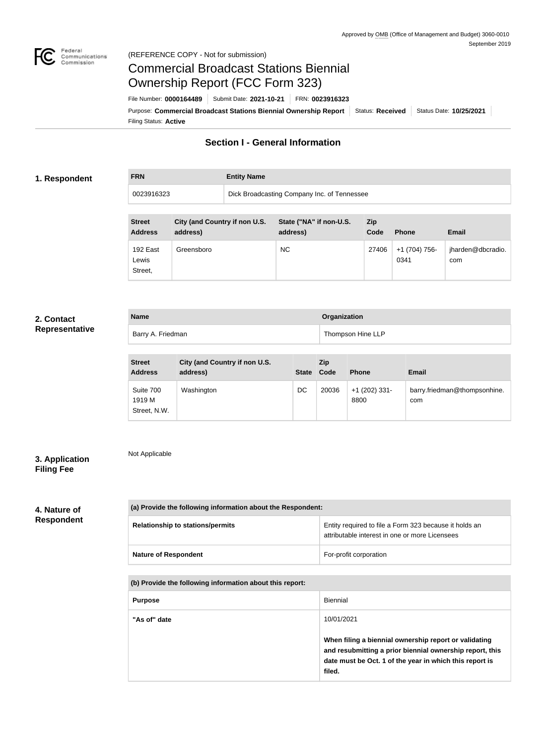Approved by OMB (Office of Management and Budget) 3060-0010
September 2019

(REFERENCE COPY - Not for submission)

# Commercial Broadcast Stations Biennial Ownership Report (FCC Form 323)

File Number: **0000164489** | Submit Date: **2021-10-21** | FRN: **0023916323**

Purpose: **Commercial Broadcast Stations Biennial Ownership Report** | Status: **Received** | Status Date: **10/25/2021**

Filing Status: **Active**

## Section I - General Information

### 1. Respondent

| FRN | Entity Name |
|---|---|
| 0023916323 | Dick Broadcasting Company Inc. of Tennessee |

| Street Address | City (and Country if non U.S. address) | State ("NA" if non-U.S. address) | Zip Code | Phone | Email |
|---|---|---|---|---|---|
| 192 East Lewis Street, | Greensboro | NC | 27406 | +1 (704) 756-0341 | jharden@dbcradio.com |

### 2. Contact Representative

| Name | Organization |
|---|---|
| Barry A. Friedman | Thompson Hine LLP |

| Street Address | City (and Country if non U.S. address) | State | Zip Code | Phone | Email |
|---|---|---|---|---|---|
| Suite 700 1919 M Street, N.W. | Washington | DC | 20036 | +1 (202) 331-8800 | barry.friedman@thompsonhine.com |

### 3. Application Filing Fee

Not Applicable

### 4. Nature of Respondent

| (a) Provide the following information about the Respondent: | |
|---|---|
| **Relationship to stations/permits** | Entity required to file a Form 323 because it holds an attributable interest in one or more Licensees |
| **Nature of Respondent** | For-profit corporation |

| (b) Provide the following information about this report: | |
|---|---|
| **Purpose** | Biennial |
| **"As of" date** | 10/01/2021<br><br>**When filing a biennial ownership report or validating and resubmitting a prior biennial ownership report, this date must be Oct. 1 of the year in which this report is filed.** |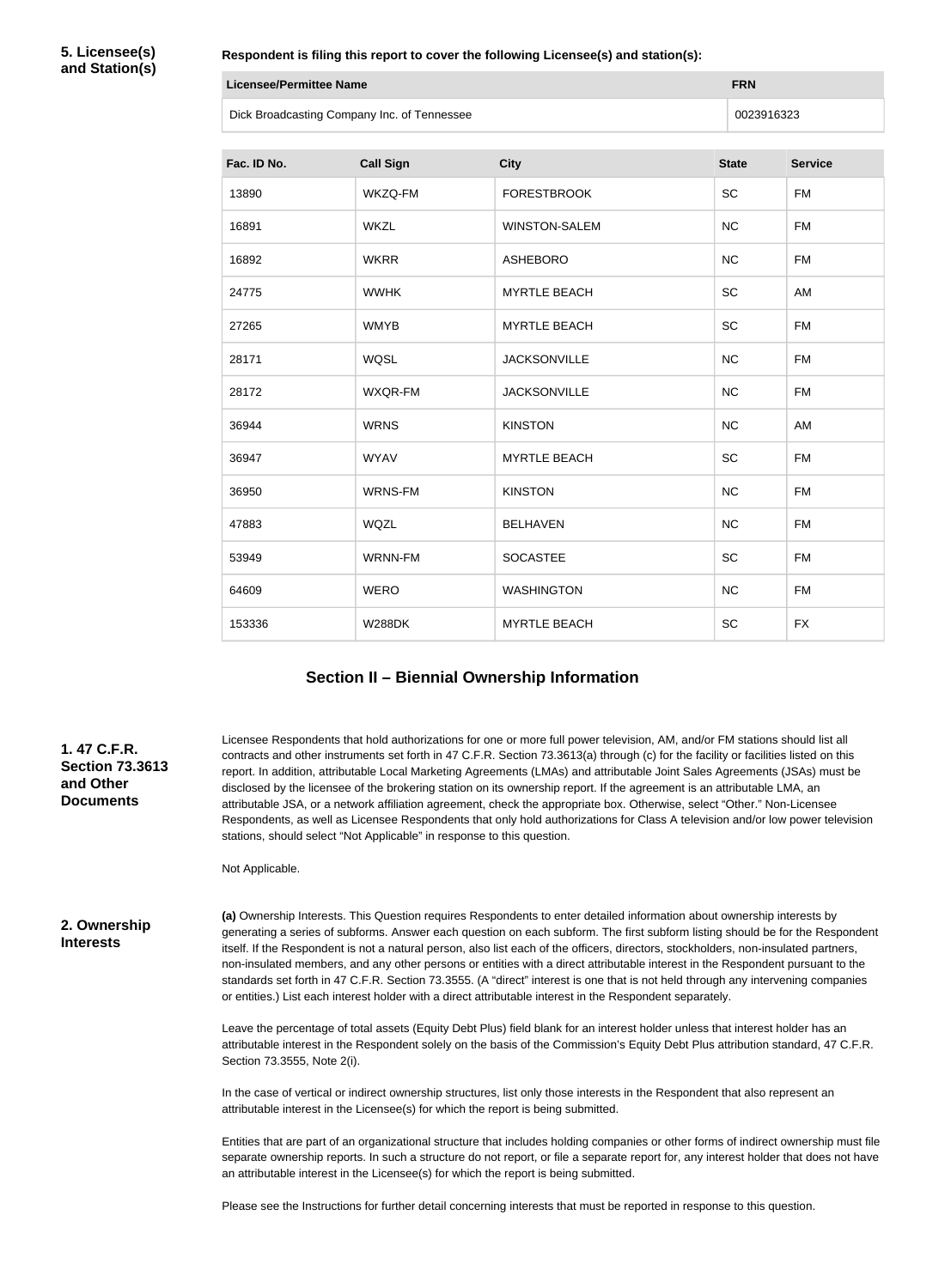**5. Licensee(s) and Station(s)**

**Respondent is filing this report to cover the following Licensee(s) and station(s):**

| Licensee/Permittee Name | FRN |
| --- | --- |
| Dick Broadcasting Company Inc. of Tennessee | 0023916323 |

| Fac. ID No. | Call Sign | City | State | Service |
| --- | --- | --- | --- | --- |
| 13890 | WKZQ-FM | FORESTBROOK | SC | FM |
| 16891 | WKZL | WINSTON-SALEM | NC | FM |
| 16892 | WKRR | ASHEBORO | NC | FM |
| 24775 | WWHK | MYRTLE BEACH | SC | AM |
| 27265 | WMYB | MYRTLE BEACH | SC | FM |
| 28171 | WQSL | JACKSONVILLE | NC | FM |
| 28172 | WXQR-FM | JACKSONVILLE | NC | FM |
| 36944 | WRNS | KINSTON | NC | AM |
| 36947 | WYAV | MYRTLE BEACH | SC | FM |
| 36950 | WRNS-FM | KINSTON | NC | FM |
| 47883 | WQZL | BELHAVEN | NC | FM |
| 53949 | WRNN-FM | SOCASTEE | SC | FM |
| 64609 | WERO | WASHINGTON | NC | FM |
| 153336 | W288DK | MYRTLE BEACH | SC | FX |

## Section II – Biennial Ownership Information

**1. 47 C.F.R. Section 73.3613 and Other Documents**

Licensee Respondents that hold authorizations for one or more full power television, AM, and/or FM stations should list all contracts and other instruments set forth in 47 C.F.R. Section 73.3613(a) through (c) for the facility or facilities listed on this report. In addition, attributable Local Marketing Agreements (LMAs) and attributable Joint Sales Agreements (JSAs) must be disclosed by the licensee of the brokering station on its ownership report. If the agreement is an attributable LMA, an attributable JSA, or a network affiliation agreement, check the appropriate box. Otherwise, select "Other." Non-Licensee Respondents, as well as Licensee Respondents that only hold authorizations for Class A television and/or low power television stations, should select "Not Applicable" in response to this question.

Not Applicable.

**2. Ownership Interests**

**(a)** Ownership Interests. This Question requires Respondents to enter detailed information about ownership interests by generating a series of subforms. Answer each question on each subform. The first subform listing should be for the Respondent itself. If the Respondent is not a natural person, also list each of the officers, directors, stockholders, non-insulated partners, non-insulated members, and any other persons or entities with a direct attributable interest in the Respondent pursuant to the standards set forth in 47 C.F.R. Section 73.3555. (A "direct" interest is one that is not held through any intervening companies or entities.) List each interest holder with a direct attributable interest in the Respondent separately.

Leave the percentage of total assets (Equity Debt Plus) field blank for an interest holder unless that interest holder has an attributable interest in the Respondent solely on the basis of the Commission's Equity Debt Plus attribution standard, 47 C.F.R. Section 73.3555, Note 2(i).

In the case of vertical or indirect ownership structures, list only those interests in the Respondent that also represent an attributable interest in the Licensee(s) for which the report is being submitted.

Entities that are part of an organizational structure that includes holding companies or other forms of indirect ownership must file separate ownership reports. In such a structure do not report, or file a separate report for, any interest holder that does not have an attributable interest in the Licensee(s) for which the report is being submitted.

Please see the Instructions for further detail concerning interests that must be reported in response to this question.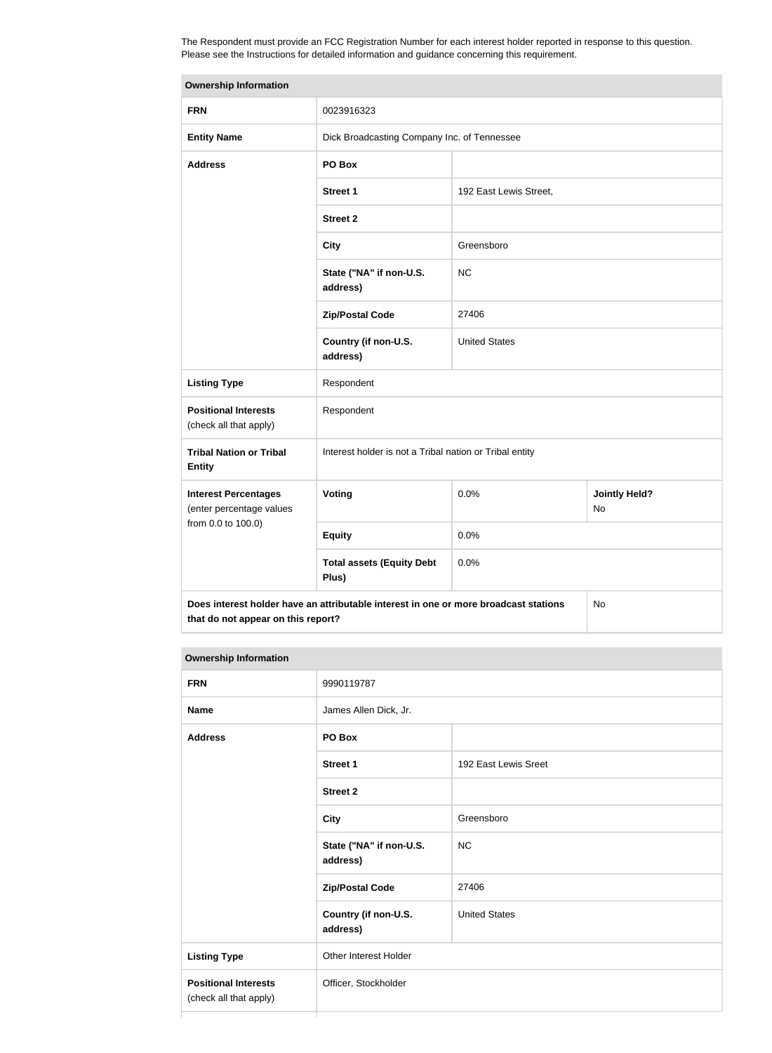The Respondent must provide an FCC Registration Number for each interest holder reported in response to this question. Please see the Instructions for detailed information and guidance concerning this requirement.

| Ownership Information | | | |
|---|---|---|---|
| **FRN** | 0023916323 | | |
| **Entity Name** | Dick Broadcasting Company Inc. of Tennessee | | |
| **Address** | **PO Box** | | |
| | **Street 1** | 192 East Lewis Street, | |
| | **Street 2** | | |
| | **City** | Greensboro | |
| | **State ("NA" if non-U.S. address)** | NC | |
| | **Zip/Postal Code** | 27406 | |
| | **Country (if non-U.S. address)** | United States | |
| **Listing Type** | Respondent | | |
| **Positional Interests** (check all that apply) | Respondent | | |
| **Tribal Nation or Tribal Entity** | Interest holder is not a Tribal nation or Tribal entity | | |
| **Interest Percentages** (enter percentage values from 0.0 to 100.0) | **Voting** | 0.0% | **Jointly Held?** No |
| | **Equity** | 0.0% | |
| | **Total assets (Equity Debt Plus)** | 0.0% | |
| **Does interest holder have an attributable interest in one or more broadcast stations that do not appear on this report?** | | | No |

| Ownership Information | | |
|---|---|---|
| **FRN** | 9990119787 | |
| **Name** | James Allen Dick, Jr. | |
| **Address** | **PO Box** | |
| | **Street 1** | 192 East Lewis Sreet |
| | **Street 2** | |
| | **City** | Greensboro |
| | **State ("NA" if non-U.S. address)** | NC |
| | **Zip/Postal Code** | 27406 |
| | **Country (if non-U.S. address)** | United States |
| **Listing Type** | Other Interest Holder | |
| **Positional Interests** (check all that apply) | Officer, Stockholder | |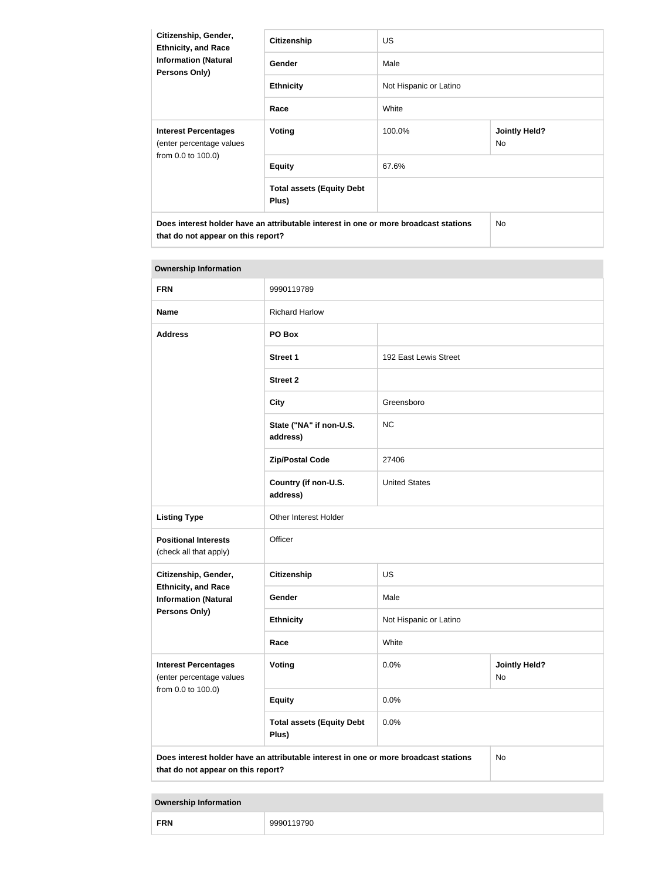| Citizenship, Gender, Ethnicity, and Race Information (Natural Persons Only) | Citizenship | US | |
|---|---|---|---|
| | Gender | Male | |
| | Ethnicity | Not Hispanic or Latino | |
| | Race | White | |
| **Interest Percentages** (enter percentage values from 0.0 to 100.0) | Voting | 100.0% | Jointly Held? No |
| | Equity | 67.6% | |
| | Total assets (Equity Debt Plus) | | |
| Does interest holder have an attributable interest in one or more broadcast stations that do not appear on this report? | | | No |

| Ownership Information | | | |
|---|---|---|---|
| **FRN** | 9990119789 | | |
| **Name** | Richard Harlow | | |
| **Address** | PO Box | | |
| | Street 1 | 192 East Lewis Street | |
| | Street 2 | | |
| | City | Greensboro | |
| | State ("NA" if non-U.S. address) | NC | |
| | Zip/Postal Code | 27406 | |
| | Country (if non-U.S. address) | United States | |
| **Listing Type** | Other Interest Holder | | |
| **Positional Interests** (check all that apply) | Officer | | |
| **Citizenship, Gender, Ethnicity, and Race Information (Natural Persons Only)** | Citizenship | US | |
| | Gender | Male | |
| | Ethnicity | Not Hispanic or Latino | |
| | Race | White | |
| **Interest Percentages** (enter percentage values from 0.0 to 100.0) | Voting | 0.0% | Jointly Held? No |
| | Equity | 0.0% | |
| | Total assets (Equity Debt Plus) | 0.0% | |
| Does interest holder have an attributable interest in one or more broadcast stations that do not appear on this report? | | | No |

| Ownership Information | |
|---|---|
| **FRN** | 9990119790 |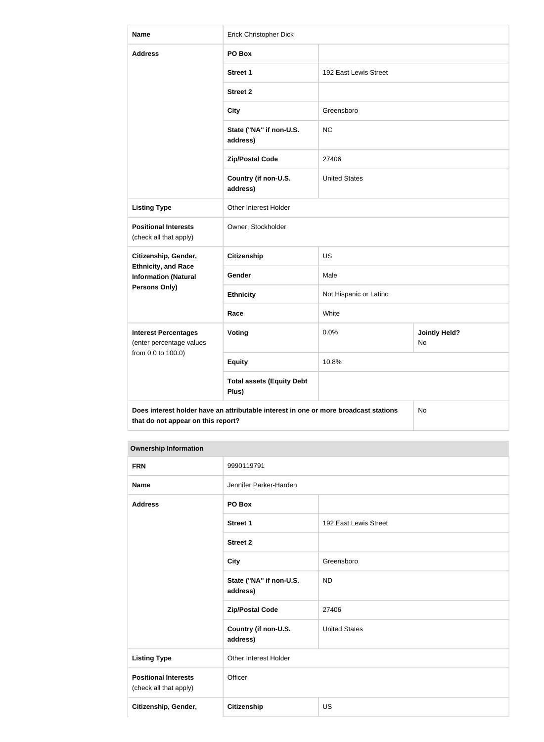| Name | Erick Christopher Dick | | |
|---|---|---|---|
| Address | PO Box | | |
| | Street 1 | 192 East Lewis Street | |
| | Street 2 | | |
| | City | Greensboro | |
| | State ("NA" if non-U.S. address) | NC | |
| | Zip/Postal Code | 27406 | |
| | Country (if non-U.S. address) | United States | |
| Listing Type | Other Interest Holder | | |
| Positional Interests (check all that apply) | Owner, Stockholder | | |
| Citizenship, Gender, Ethnicity, and Race Information (Natural Persons Only) | Citizenship | US | |
| | Gender | Male | |
| | Ethnicity | Not Hispanic or Latino | |
| | Race | White | |
| Interest Percentages (enter percentage values from 0.0 to 100.0) | Voting | 0.0% | Jointly Held? No |
| | Equity | 10.8% | |
| | Total assets (Equity Debt Plus) | | |
| Does interest holder have an attributable interest in one or more broadcast stations that do not appear on this report? | | | No |

| Ownership Information | | |
|---|---|---|
| FRN | 9990119791 | |
| Name | Jennifer Parker-Harden | |
| Address | PO Box | |
| | Street 1 | 192 East Lewis Street |
| | Street 2 | |
| | City | Greensboro |
| | State ("NA" if non-U.S. address) | ND |
| | Zip/Postal Code | 27406 |
| | Country (if non-U.S. address) | United States |
| Listing Type | Other Interest Holder | |
| Positional Interests (check all that apply) | Officer | |
| Citizenship, Gender, | Citizenship | US |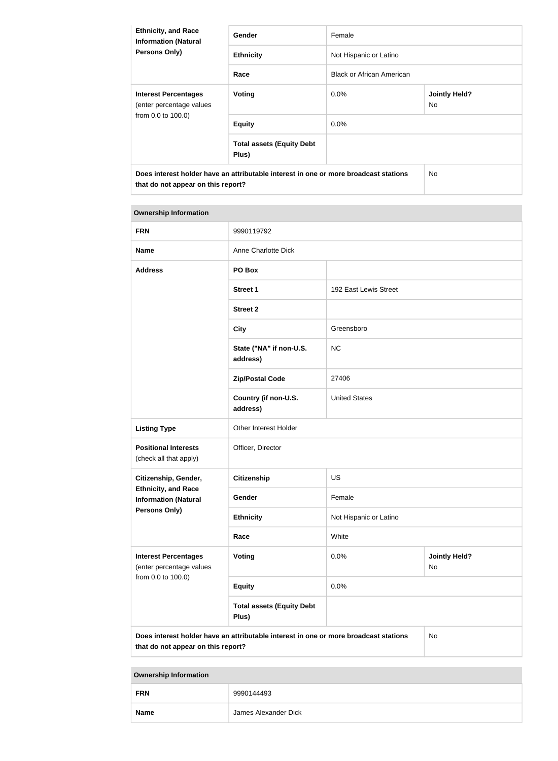| Ethnicity, and Race Information (Natural Persons Only) | Gender | Female | |
|---|---|---|---|
| | Ethnicity | Not Hispanic or Latino | |
| | Race | Black or African American | |
| **Interest Percentages** (enter percentage values from 0.0 to 100.0) | Voting | 0.0% | Jointly Held? No |
| | Equity | 0.0% | |
| | Total assets (Equity Debt Plus) | | |
| Does interest holder have an attributable interest in one or more broadcast stations that do not appear on this report? | | | No |

| Ownership Information | | | |
|---|---|---|---|
| **FRN** | 9990119792 | | |
| **Name** | Anne Charlotte Dick | | |
| **Address** | PO Box | | |
| | Street 1 | 192 East Lewis Street | |
| | Street 2 | | |
| | City | Greensboro | |
| | State ("NA" if non-U.S. address) | NC | |
| | Zip/Postal Code | 27406 | |
| | Country (if non-U.S. address) | United States | |
| **Listing Type** | Other Interest Holder | | |
| **Positional Interests** (check all that apply) | Officer, Director | | |
| **Citizenship, Gender, Ethnicity, and Race Information (Natural Persons Only)** | Citizenship | US | |
| | Gender | Female | |
| | Ethnicity | Not Hispanic or Latino | |
| | Race | White | |
| **Interest Percentages** (enter percentage values from 0.0 to 100.0) | Voting | 0.0% | Jointly Held? No |
| | Equity | 0.0% | |
| | Total assets (Equity Debt Plus) | | |
| Does interest holder have an attributable interest in one or more broadcast stations that do not appear on this report? | | | No |

| Ownership Information | |
|---|---|
| **FRN** | 9990144493 |
| **Name** | James Alexander Dick |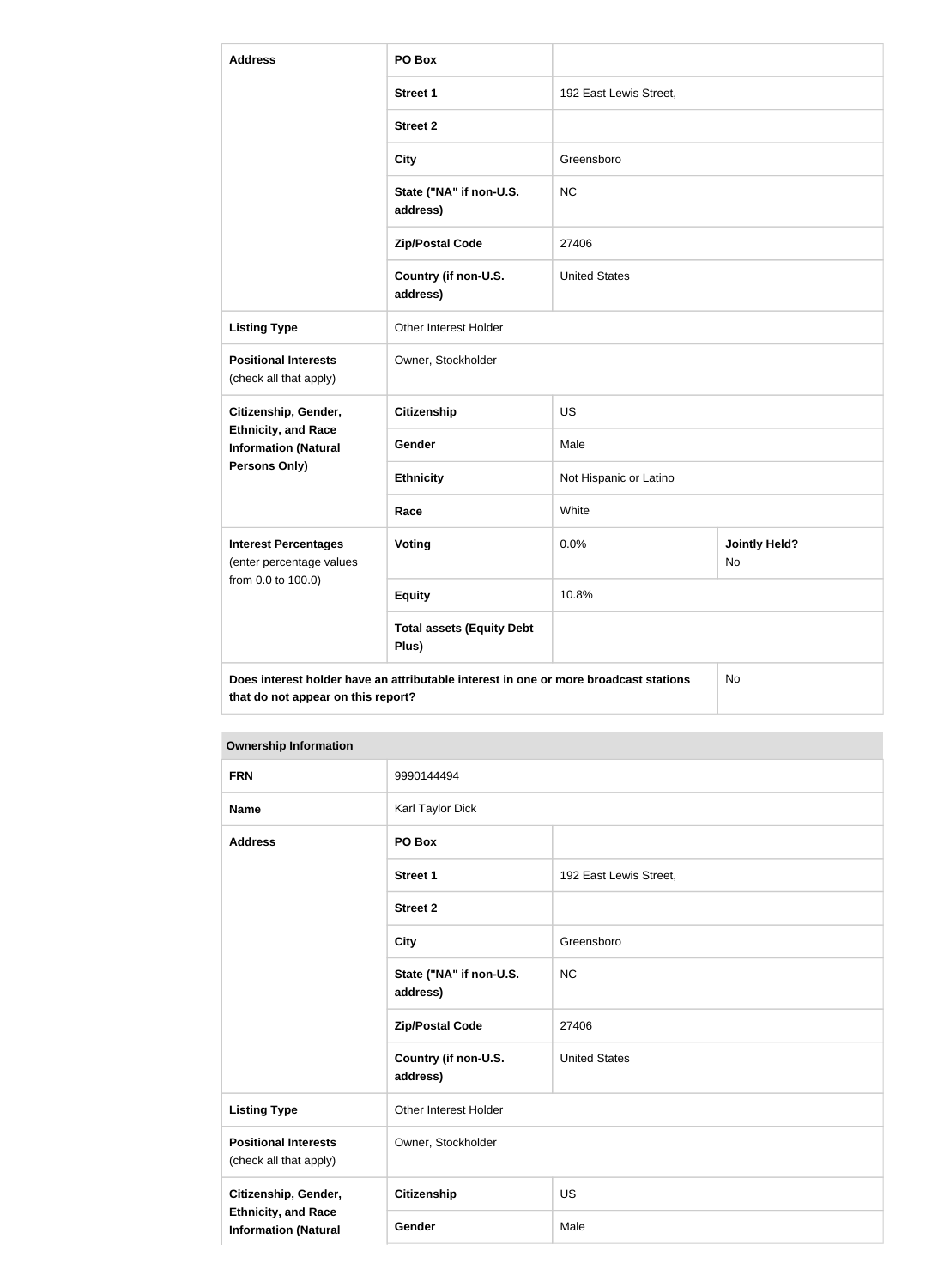| Address | PO Box | | |
|---|---|---|---|
| | Street 1 | 192 East Lewis Street, | |
| | Street 2 | | |
| | City | Greensboro | |
| | State ("NA" if non-U.S. address) | NC | |
| | Zip/Postal Code | 27406 | |
| | Country (if non-U.S. address) | United States | |
| Listing Type | Other Interest Holder | | |
| Positional Interests (check all that apply) | Owner, Stockholder | | |
| Citizenship, Gender, Ethnicity, and Race Information (Natural Persons Only) | Citizenship | US | |
| | Gender | Male | |
| | Ethnicity | Not Hispanic or Latino | |
| | Race | White | |
| Interest Percentages (enter percentage values from 0.0 to 100.0) | Voting | 0.0% | Jointly Held? No |
| | Equity | 10.8% | |
| | Total assets (Equity Debt Plus) | | |
| Does interest holder have an attributable interest in one or more broadcast stations that do not appear on this report? | | | No |

| Ownership Information | | |
|---|---|---|
| FRN | 9990144494 | |
| Name | Karl Taylor Dick | |
| Address | PO Box | |
| | Street 1 | 192 East Lewis Street, |
| | Street 2 | |
| | City | Greensboro |
| | State ("NA" if non-U.S. address) | NC |
| | Zip/Postal Code | 27406 |
| | Country (if non-U.S. address) | United States |
| Listing Type | Other Interest Holder | |
| Positional Interests (check all that apply) | Owner, Stockholder | |
| Citizenship, Gender, Ethnicity, and Race Information (Natural | Citizenship | US |
| | Gender | Male |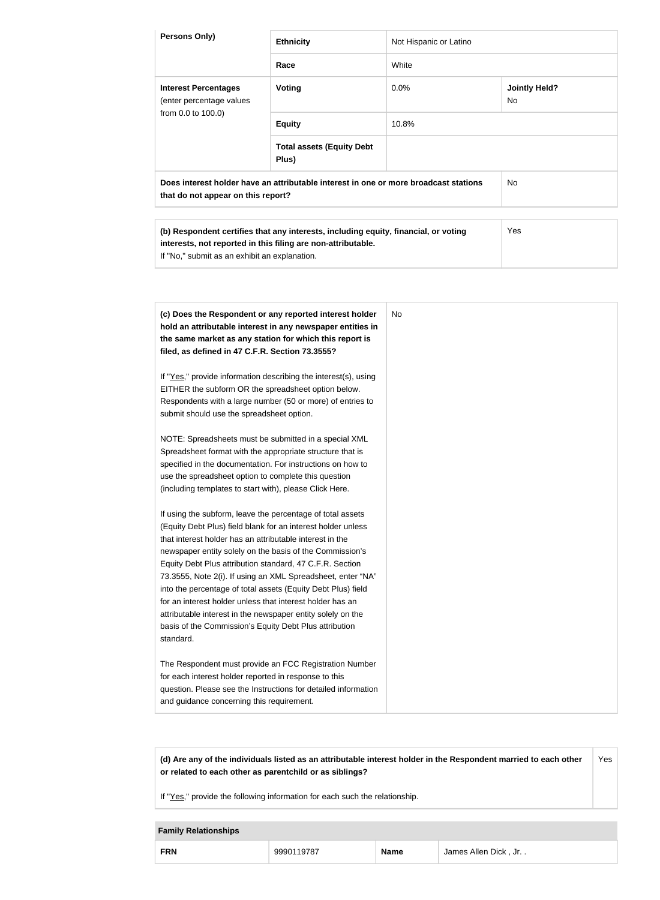| Persons Only) | Ethnicity | Not Hispanic or Latino | |
|---|---|---|---|
| | Race | White | |
| **Interest Percentages** (enter percentage values from 0.0 to 100.0) | **Voting** | 0.0% | **Jointly Held?** No |
| | **Equity** | 10.8% | |
| | **Total assets (Equity Debt Plus)** | | |
| **Does interest holder have an attributable interest in one or more broadcast stations that do not appear on this report?** | | | No |

| | |
|---|---|
| **(b) Respondent certifies that any interests, including equity, financial, or voting interests, not reported in this filing are non-attributable.** If "No," submit as an exhibit an explanation. | Yes |

| | |
|---|---|
| **(c) Does the Respondent or any reported interest holder hold an attributable interest in any newspaper entities in the same market as any station for which this report is filed, as defined in 47 C.F.R. Section 73.3555?**<br><br>If "Yes," provide information describing the interest(s), using EITHER the subform OR the spreadsheet option below. Respondents with a large number (50 or more) of entries to submit should use the spreadsheet option.<br><br>NOTE: Spreadsheets must be submitted in a special XML Spreadsheet format with the appropriate structure that is specified in the documentation. For instructions on how to use the spreadsheet option to complete this question (including templates to start with), please Click Here.<br><br>If using the subform, leave the percentage of total assets (Equity Debt Plus) field blank for an interest holder unless that interest holder has an attributable interest in the newspaper entity solely on the basis of the Commission's Equity Debt Plus attribution standard, 47 C.F.R. Section 73.3555, Note 2(i). If using an XML Spreadsheet, enter "NA" into the percentage of total assets (Equity Debt Plus) field for an interest holder unless that interest holder has an attributable interest in the newspaper entity solely on the basis of the Commission's Equity Debt Plus attribution standard.<br><br>The Respondent must provide an FCC Registration Number for each interest holder reported in response to this question. Please see the Instructions for detailed information and guidance concerning this requirement. | No |

| | |
|---|---|
| **(d) Are any of the individuals listed as an attributable interest holder in the Respondent married to each other or related to each other as parentchild or as siblings?**<br><br>If "Yes," provide the following information for each such the relationship. | Yes |

| **Family Relationships** | | | |
|---|---|---|---|
| **FRN** | 9990119787 | **Name** | James Allen Dick , Jr. . |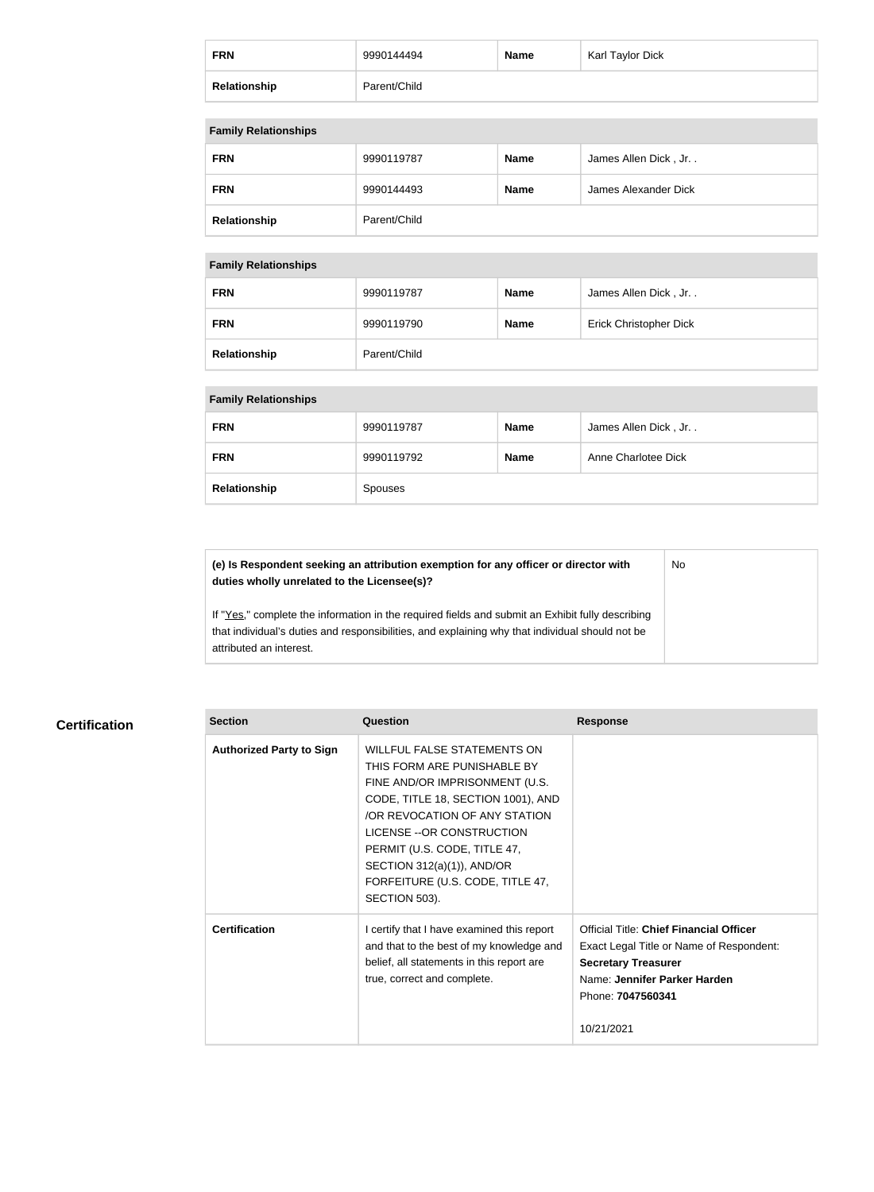| | | | |
|---|---|---|---|
| **FRN** | 9990144494 | **Name** | Karl Taylor Dick |
| **Relationship** | Parent/Child | | |

| **Family Relationships** | | | |
|---|---|---|---|
| **FRN** | 9990119787 | **Name** | James Allen Dick , Jr. . |
| **FRN** | 9990144493 | **Name** | James Alexander Dick |
| **Relationship** | Parent/Child | | |

| **Family Relationships** | | | |
|---|---|---|---|
| **FRN** | 9990119787 | **Name** | James Allen Dick , Jr. . |
| **FRN** | 9990119790 | **Name** | Erick Christopher Dick |
| **Relationship** | Parent/Child | | |

| **Family Relationships** | | | |
|---|---|---|---|
| **FRN** | 9990119787 | **Name** | James Allen Dick , Jr. . |
| **FRN** | 9990119792 | **Name** | Anne Charlotee Dick |
| **Relationship** | Spouses | | |

| | |
|---|---|
| **(e) Is Respondent seeking an attribution exemption for any officer or director with duties wholly unrelated to the Licensee(s)?**<br><br>If "Yes," complete the information in the required fields and submit an Exhibit fully describing that individual's duties and responsibilities, and explaining why that individual should not be attributed an interest. | No |

## Certification

| Section | Question | Response |
|---|---|---|
| **Authorized Party to Sign** | WILLFUL FALSE STATEMENTS ON THIS FORM ARE PUNISHABLE BY FINE AND/OR IMPRISONMENT (U.S. CODE, TITLE 18, SECTION 1001), AND /OR REVOCATION OF ANY STATION LICENSE --OR CONSTRUCTION PERMIT (U.S. CODE, TITLE 47, SECTION 312(a)(1)), AND/OR FORFEITURE (U.S. CODE, TITLE 47, SECTION 503). | |
| **Certification** | I certify that I have examined this report and that to the best of my knowledge and belief, all statements in this report are true, correct and complete. | Official Title: **Chief Financial Officer**<br>Exact Legal Title or Name of Respondent: **Secretary Treasurer**<br>Name: **Jennifer Parker Harden**<br>Phone: **7047560341**<br><br>10/21/2021 |